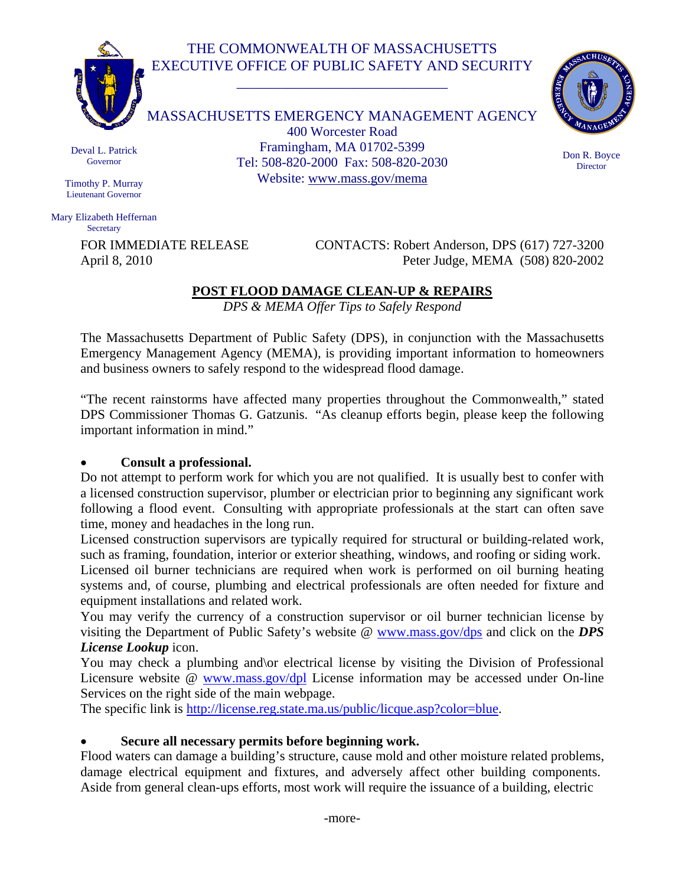THE COMMONWEALTH OF MASSACHUSETTS
EXECUTIVE OFFICE OF PUBLIC SAFETY AND SECURITY

MASSACHUSETTS EMERGENCY MANAGEMENT AGENCY
400 Worcester Road
Framingham, MA 01702-5399
Tel: 508-820-2000 Fax: 508-820-2030
Website: www.mass.gov/mema

Deval L. Patrick
Governor

Timothy P. Murray
Lieutenant Governor

Mary Elizabeth Heffernan
Secretary

Don R. Boyce
Director

FOR IMMEDIATE RELEASE
April 8, 2010

CONTACTS: Robert Anderson, DPS (617) 727-3200
Peter Judge, MEMA (508) 820-2002

## POST FLOOD DAMAGE CLEAN-UP & REPAIRS

*DPS & MEMA Offer Tips to Safely Respond*

The Massachusetts Department of Public Safety (DPS), in conjunction with the Massachusetts Emergency Management Agency (MEMA), is providing important information to homeowners and business owners to safely respond to the widespread flood damage.

"The recent rainstorms have affected many properties throughout the Commonwealth," stated DPS Commissioner Thomas G. Gatzunis. "As cleanup efforts begin, please keep the following important information in mind."

- **Consult a professional.**

Do not attempt to perform work for which you are not qualified. It is usually best to confer with a licensed construction supervisor, plumber or electrician prior to beginning any significant work following a flood event. Consulting with appropriate professionals at the start can often save time, money and headaches in the long run.

Licensed construction supervisors are typically required for structural or building-related work, such as framing, foundation, interior or exterior sheathing, windows, and roofing or siding work.

Licensed oil burner technicians are required when work is performed on oil burning heating systems and, of course, plumbing and electrical professionals are often needed for fixture and equipment installations and related work.

You may verify the currency of a construction supervisor or oil burner technician license by visiting the Department of Public Safety's website @ www.mass.gov/dps and click on the ***DPS License Lookup*** icon.

You may check a plumbing and\or electrical license by visiting the Division of Professional Licensure website @ www.mass.gov/dpl License information may be accessed under On-line Services on the right side of the main webpage.

The specific link is http://license.reg.state.ma.us/public/licque.asp?color=blue.

- **Secure all necessary permits before beginning work.**

Flood waters can damage a building's structure, cause mold and other moisture related problems, damage electrical equipment and fixtures, and adversely affect other building components. Aside from general clean-ups efforts, most work will require the issuance of a building, electric

-more-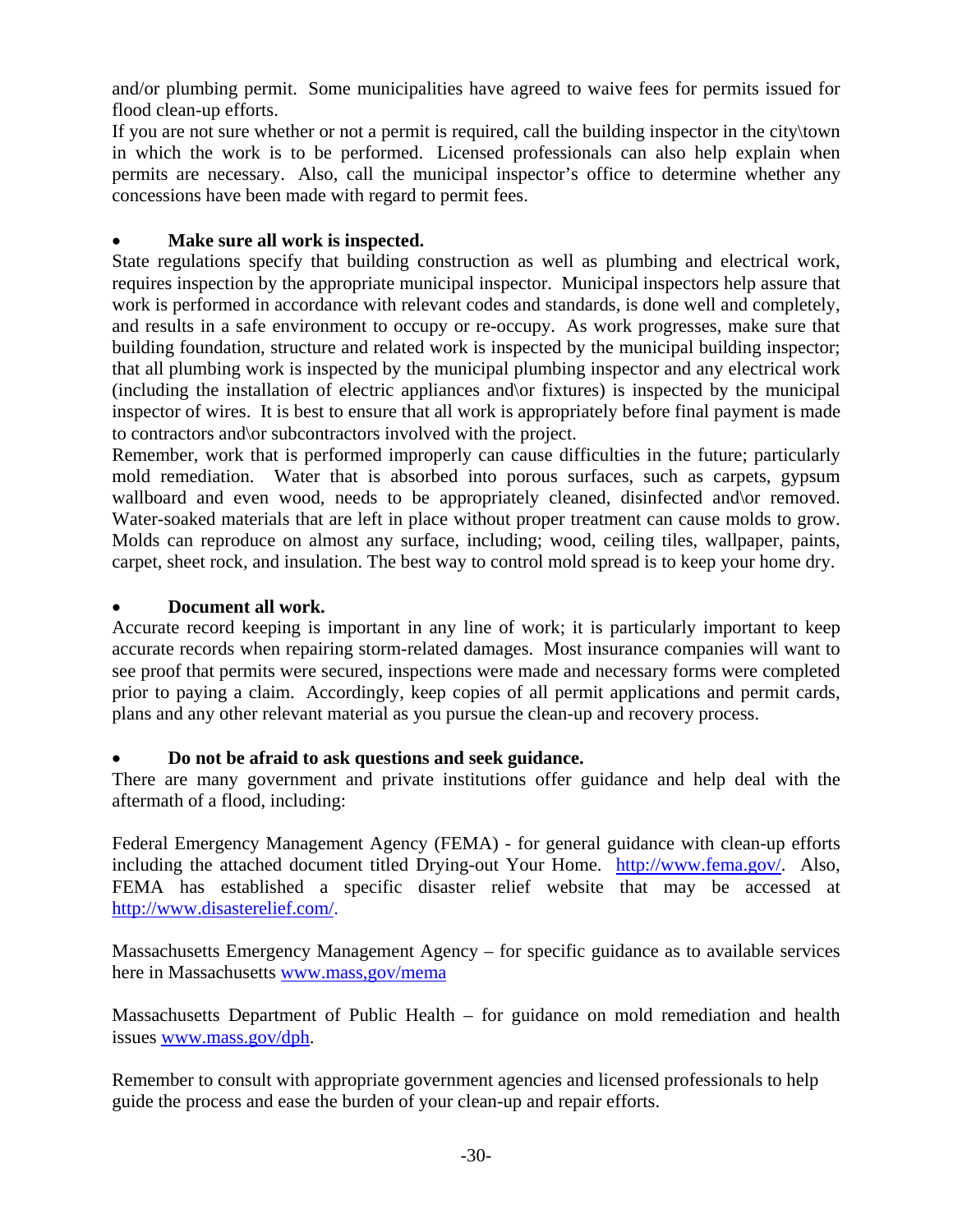and/or plumbing permit. Some municipalities have agreed to waive fees for permits issued for flood clean-up efforts.
If you are not sure whether or not a permit is required, call the building inspector in the city\town in which the work is to be performed. Licensed professionals can also help explain when permits are necessary. Also, call the municipal inspector's office to determine whether any concessions have been made with regard to permit fees.

- **Make sure all work is inspected.**

State regulations specify that building construction as well as plumbing and electrical work, requires inspection by the appropriate municipal inspector. Municipal inspectors help assure that work is performed in accordance with relevant codes and standards, is done well and completely, and results in a safe environment to occupy or re-occupy. As work progresses, make sure that building foundation, structure and related work is inspected by the municipal building inspector; that all plumbing work is inspected by the municipal plumbing inspector and any electrical work (including the installation of electric appliances and\or fixtures) is inspected by the municipal inspector of wires. It is best to ensure that all work is appropriately before final payment is made to contractors and\or subcontractors involved with the project.
Remember, work that is performed improperly can cause difficulties in the future; particularly mold remediation. Water that is absorbed into porous surfaces, such as carpets, gypsum wallboard and even wood, needs to be appropriately cleaned, disinfected and\or removed. Water-soaked materials that are left in place without proper treatment can cause molds to grow. Molds can reproduce on almost any surface, including; wood, ceiling tiles, wallpaper, paints, carpet, sheet rock, and insulation. The best way to control mold spread is to keep your home dry.

- **Document all work.**

Accurate record keeping is important in any line of work; it is particularly important to keep accurate records when repairing storm-related damages. Most insurance companies will want to see proof that permits were secured, inspections were made and necessary forms were completed prior to paying a claim. Accordingly, keep copies of all permit applications and permit cards, plans and any other relevant material as you pursue the clean-up and recovery process.

- **Do not be afraid to ask questions and seek guidance.**

There are many government and private institutions offer guidance and help deal with the aftermath of a flood, including:

Federal Emergency Management Agency (FEMA) - for general guidance with clean-up efforts including the attached document titled Drying-out Your Home. http://www.fema.gov/. Also, FEMA has established a specific disaster relief website that may be accessed at http://www.disasterelief.com/.

Massachusetts Emergency Management Agency – for specific guidance as to available services here in Massachusetts www.mass,gov/mema

Massachusetts Department of Public Health – for guidance on mold remediation and health issues www.mass.gov/dph.

Remember to consult with appropriate government agencies and licensed professionals to help guide the process and ease the burden of your clean-up and repair efforts.